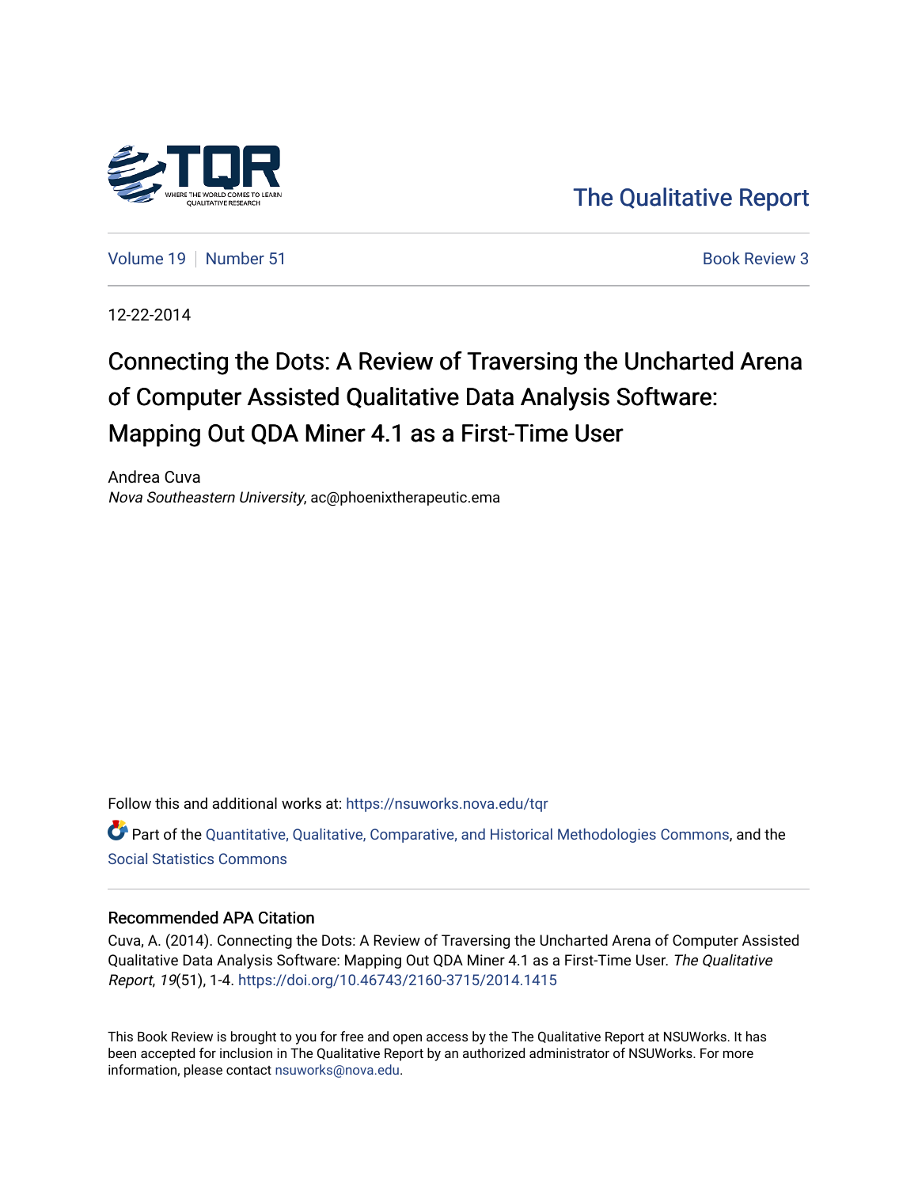The Qualitative Report

Volume 19 | Number 51 | Book Review 3

12-22-2014

# Connecting the Dots: A Review of Traversing the Uncharted Arena of Computer Assisted Qualitative Data Analysis Software: Mapping Out QDA Miner 4.1 as a First-Time User

Andrea Cuva

*Nova Southeastern University*, ac@phoenixtherapeutic.ema

Follow this and additional works at: https://nsuworks.nova.edu/tqr

Part of the Quantitative, Qualitative, Comparative, and Historical Methodologies Commons, and the Social Statistics Commons

## Recommended APA Citation

Cuva, A. (2014). Connecting the Dots: A Review of Traversing the Uncharted Arena of Computer Assisted Qualitative Data Analysis Software: Mapping Out QDA Miner 4.1 as a First-Time User. *The Qualitative Report*, *19*(51), 1-4. https://doi.org/10.46743/2160-3715/2014.1415

This Book Review is brought to you for free and open access by the The Qualitative Report at NSUWorks. It has been accepted for inclusion in The Qualitative Report by an authorized administrator of NSUWorks. For more information, please contact nsuworks@nova.edu.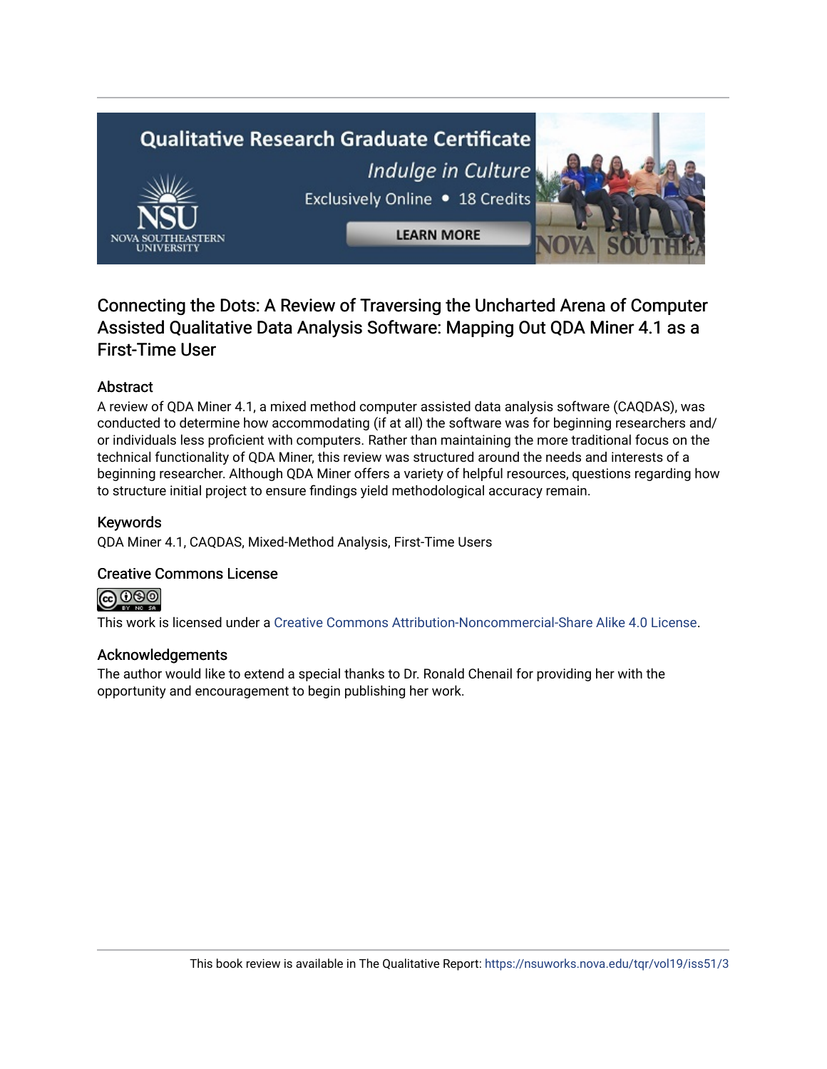# Connecting the Dots: A Review of Traversing the Uncharted Arena of Computer Assisted Qualitative Data Analysis Software: Mapping Out QDA Miner 4.1 as a First-Time User

## Abstract

A review of QDA Miner 4.1, a mixed method computer assisted data analysis software (CAQDAS), was conducted to determine how accommodating (if at all) the software was for beginning researchers and/or individuals less proficient with computers. Rather than maintaining the more traditional focus on the technical functionality of QDA Miner, this review was structured around the needs and interests of a beginning researcher. Although QDA Miner offers a variety of helpful resources, questions regarding how to structure initial project to ensure findings yield methodological accuracy remain.

## Keywords

QDA Miner 4.1, CAQDAS, Mixed-Method Analysis, First-Time Users

## Creative Commons License

This work is licensed under a Creative Commons Attribution-Noncommercial-Share Alike 4.0 License.

## Acknowledgements

The author would like to extend a special thanks to Dr. Ronald Chenail for providing her with the opportunity and encouragement to begin publishing her work.

This book review is available in The Qualitative Report: https://nsuworks.nova.edu/tqr/vol19/iss51/3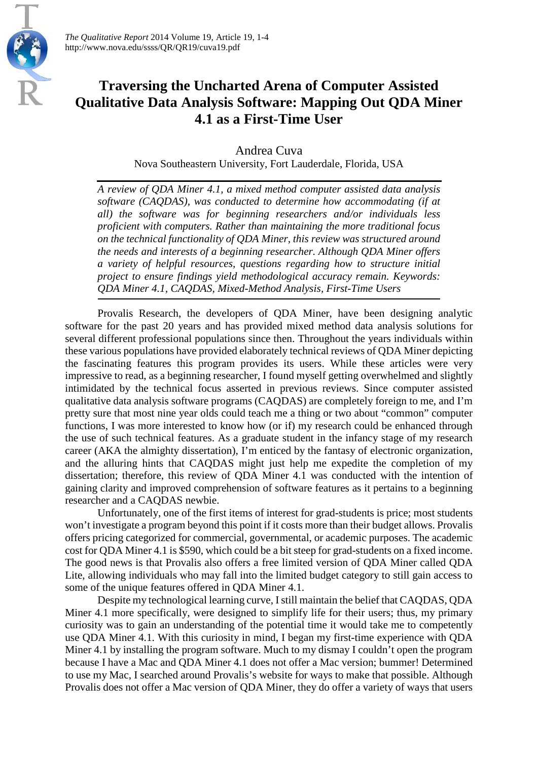# Traversing the Uncharted Arena of Computer Assisted Qualitative Data Analysis Software: Mapping Out QDA Miner 4.1 as a First-Time User

Andrea Cuva

Nova Southeastern University, Fort Lauderdale, Florida, USA

*A review of QDA Miner 4.1, a mixed method computer assisted data analysis software (CAQDAS), was conducted to determine how accommodating (if at all) the software was for beginning researchers and/or individuals less proficient with computers. Rather than maintaining the more traditional focus on the technical functionality of QDA Miner, this review was structured around the needs and interests of a beginning researcher. Although QDA Miner offers a variety of helpful resources, questions regarding how to structure initial project to ensure findings yield methodological accuracy remain. Keywords: QDA Miner 4.1, CAQDAS, Mixed-Method Analysis, First-Time Users*

Provalis Research, the developers of QDA Miner, have been designing analytic software for the past 20 years and has provided mixed method data analysis solutions for several different professional populations since then. Throughout the years individuals within these various populations have provided elaborately technical reviews of QDA Miner depicting the fascinating features this program provides its users. While these articles were very impressive to read, as a beginning researcher, I found myself getting overwhelmed and slightly intimidated by the technical focus asserted in previous reviews. Since computer assisted qualitative data analysis software programs (CAQDAS) are completely foreign to me, and I'm pretty sure that most nine year olds could teach me a thing or two about "common" computer functions, I was more interested to know how (or if) my research could be enhanced through the use of such technical features. As a graduate student in the infancy stage of my research career (AKA the almighty dissertation), I'm enticed by the fantasy of electronic organization, and the alluring hints that CAQDAS might just help me expedite the completion of my dissertation; therefore, this review of QDA Miner 4.1 was conducted with the intention of gaining clarity and improved comprehension of software features as it pertains to a beginning researcher and a CAQDAS newbie.

Unfortunately, one of the first items of interest for grad-students is price; most students won't investigate a program beyond this point if it costs more than their budget allows. Provalis offers pricing categorized for commercial, governmental, or academic purposes. The academic cost for QDA Miner 4.1 is $590, which could be a bit steep for grad-students on a fixed income. The good news is that Provalis also offers a free limited version of QDA Miner called QDA Lite, allowing individuals who may fall into the limited budget category to still gain access to some of the unique features offered in QDA Miner 4.1.

Despite my technological learning curve, I still maintain the belief that CAQDAS, QDA Miner 4.1 more specifically, were designed to simplify life for their users; thus, my primary curiosity was to gain an understanding of the potential time it would take me to competently use QDA Miner 4.1. With this curiosity in mind, I began my first-time experience with QDA Miner 4.1 by installing the program software. Much to my dismay I couldn't open the program because I have a Mac and QDA Miner 4.1 does not offer a Mac version; bummer! Determined to use my Mac, I searched around Provalis's website for ways to make that possible. Although Provalis does not offer a Mac version of QDA Miner, they do offer a variety of ways that users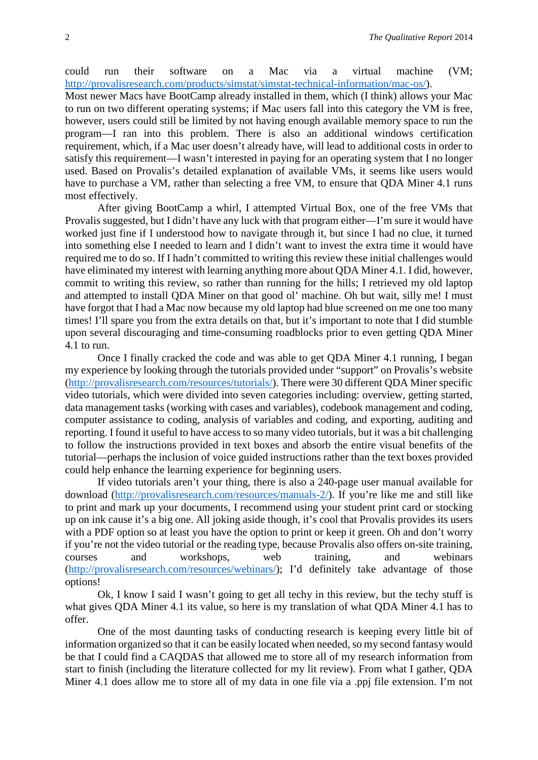could run their software on a Mac via a virtual machine (VM; http://provalisresearch.com/products/simstat/simstat-technical-information/mac-os/). Most newer Macs have BootCamp already installed in them, which (I think) allows your Mac to run on two different operating systems; if Mac users fall into this category the VM is free, however, users could still be limited by not having enough available memory space to run the program—I ran into this problem. There is also an additional windows certification requirement, which, if a Mac user doesn't already have, will lead to additional costs in order to satisfy this requirement—I wasn't interested in paying for an operating system that I no longer used. Based on Provalis's detailed explanation of available VMs, it seems like users would have to purchase a VM, rather than selecting a free VM, to ensure that QDA Miner 4.1 runs most effectively.

After giving BootCamp a whirl, I attempted Virtual Box, one of the free VMs that Provalis suggested, but I didn't have any luck with that program either—I'm sure it would have worked just fine if I understood how to navigate through it, but since I had no clue, it turned into something else I needed to learn and I didn't want to invest the extra time it would have required me to do so. If I hadn't committed to writing this review these initial challenges would have eliminated my interest with learning anything more about QDA Miner 4.1. I did, however, commit to writing this review, so rather than running for the hills; I retrieved my old laptop and attempted to install QDA Miner on that good ol' machine. Oh but wait, silly me! I must have forgot that I had a Mac now because my old laptop had blue screened on me one too many times! I'll spare you from the extra details on that, but it's important to note that I did stumble upon several discouraging and time-consuming roadblocks prior to even getting QDA Miner 4.1 to run.

Once I finally cracked the code and was able to get QDA Miner 4.1 running, I began my experience by looking through the tutorials provided under "support" on Provalis's website (http://provalisresearch.com/resources/tutorials/). There were 30 different QDA Miner specific video tutorials, which were divided into seven categories including: overview, getting started, data management tasks (working with cases and variables), codebook management and coding, computer assistance to coding, analysis of variables and coding, and exporting, auditing and reporting. I found it useful to have access to so many video tutorials, but it was a bit challenging to follow the instructions provided in text boxes and absorb the entire visual benefits of the tutorial—perhaps the inclusion of voice guided instructions rather than the text boxes provided could help enhance the learning experience for beginning users.

If video tutorials aren't your thing, there is also a 240-page user manual available for download (http://provalisresearch.com/resources/manuals-2/). If you're like me and still like to print and mark up your documents, I recommend using your student print card or stocking up on ink cause it's a big one. All joking aside though, it's cool that Provalis provides its users with a PDF option so at least you have the option to print or keep it green. Oh and don't worry if you're not the video tutorial or the reading type, because Provalis also offers on-site training, courses and workshops, web training, and webinars (http://provalisresearch.com/resources/webinars/); I'd definitely take advantage of those options!

Ok, I know I said I wasn't going to get all techy in this review, but the techy stuff is what gives QDA Miner 4.1 its value, so here is my translation of what QDA Miner 4.1 has to offer.

One of the most daunting tasks of conducting research is keeping every little bit of information organized so that it can be easily located when needed, so my second fantasy would be that I could find a CAQDAS that allowed me to store all of my research information from start to finish (including the literature collected for my lit review). From what I gather, QDA Miner 4.1 does allow me to store all of my data in one file via a .ppj file extension. I'm not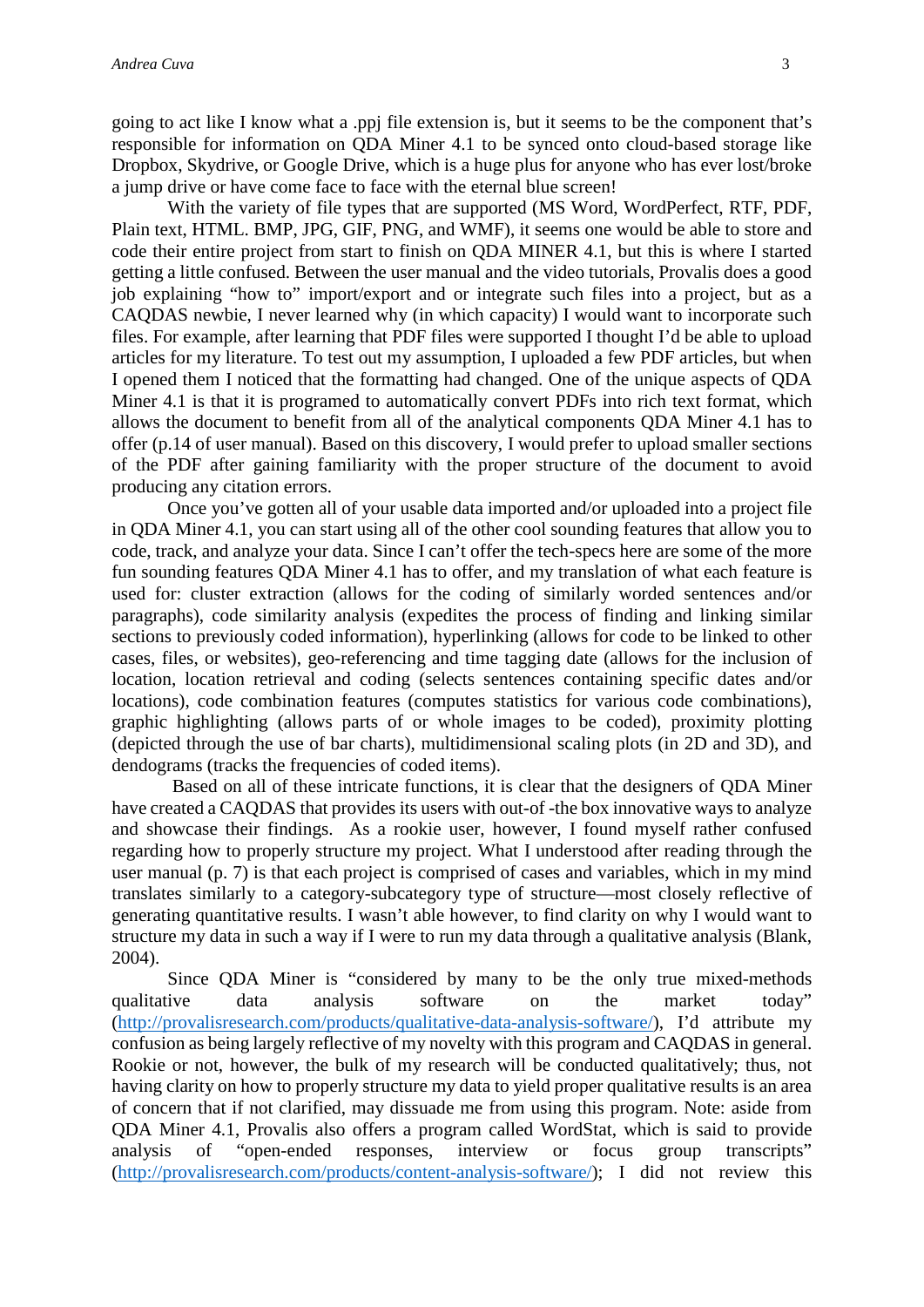going to act like I know what a .ppj file extension is, but it seems to be the component that's responsible for information on QDA Miner 4.1 to be synced onto cloud-based storage like Dropbox, Skydrive, or Google Drive, which is a huge plus for anyone who has ever lost/broke a jump drive or have come face to face with the eternal blue screen!

With the variety of file types that are supported (MS Word, WordPerfect, RTF, PDF, Plain text, HTML. BMP, JPG, GIF, PNG, and WMF), it seems one would be able to store and code their entire project from start to finish on QDA MINER 4.1, but this is where I started getting a little confused. Between the user manual and the video tutorials, Provalis does a good job explaining "how to" import/export and or integrate such files into a project, but as a CAQDAS newbie, I never learned why (in which capacity) I would want to incorporate such files. For example, after learning that PDF files were supported I thought I'd be able to upload articles for my literature. To test out my assumption, I uploaded a few PDF articles, but when I opened them I noticed that the formatting had changed. One of the unique aspects of QDA Miner 4.1 is that it is programed to automatically convert PDFs into rich text format, which allows the document to benefit from all of the analytical components QDA Miner 4.1 has to offer (p.14 of user manual). Based on this discovery, I would prefer to upload smaller sections of the PDF after gaining familiarity with the proper structure of the document to avoid producing any citation errors.

Once you've gotten all of your usable data imported and/or uploaded into a project file in QDA Miner 4.1, you can start using all of the other cool sounding features that allow you to code, track, and analyze your data. Since I can't offer the tech-specs here are some of the more fun sounding features QDA Miner 4.1 has to offer, and my translation of what each feature is used for: cluster extraction (allows for the coding of similarly worded sentences and/or paragraphs), code similarity analysis (expedites the process of finding and linking similar sections to previously coded information), hyperlinking (allows for code to be linked to other cases, files, or websites), geo-referencing and time tagging date (allows for the inclusion of location, location retrieval and coding (selects sentences containing specific dates and/or locations), code combination features (computes statistics for various code combinations), graphic highlighting (allows parts of or whole images to be coded), proximity plotting (depicted through the use of bar charts), multidimensional scaling plots (in 2D and 3D), and dendograms (tracks the frequencies of coded items).

Based on all of these intricate functions, it is clear that the designers of QDA Miner have created a CAQDAS that provides its users with out-of -the box innovative ways to analyze and showcase their findings. As a rookie user, however, I found myself rather confused regarding how to properly structure my project. What I understood after reading through the user manual (p. 7) is that each project is comprised of cases and variables, which in my mind translates similarly to a category-subcategory type of structure—most closely reflective of generating quantitative results. I wasn't able however, to find clarity on why I would want to structure my data in such a way if I were to run my data through a qualitative analysis (Blank, 2004).

Since QDA Miner is "considered by many to be the only true mixed-methods qualitative data analysis software on the market today" (http://provalisresearch.com/products/qualitative-data-analysis-software/), I'd attribute my confusion as being largely reflective of my novelty with this program and CAQDAS in general. Rookie or not, however, the bulk of my research will be conducted qualitatively; thus, not having clarity on how to properly structure my data to yield proper qualitative results is an area of concern that if not clarified, may dissuade me from using this program. Note: aside from QDA Miner 4.1, Provalis also offers a program called WordStat, which is said to provide analysis of "open-ended responses, interview or focus group transcripts" (http://provalisresearch.com/products/content-analysis-software/); I did not review this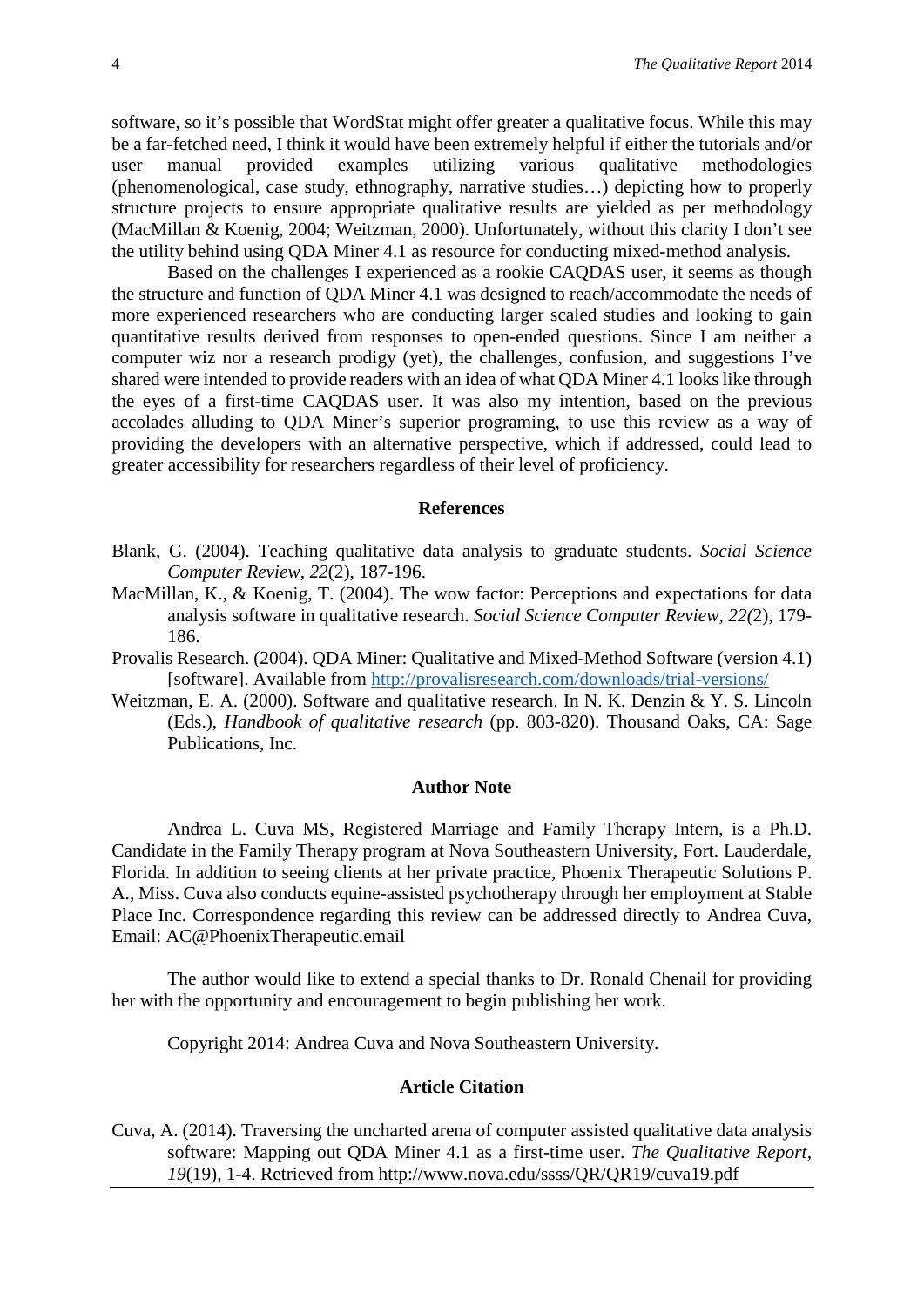software, so it's possible that WordStat might offer greater a qualitative focus. While this may be a far-fetched need, I think it would have been extremely helpful if either the tutorials and/or user manual provided examples utilizing various qualitative methodologies (phenomenological, case study, ethnography, narrative studies…) depicting how to properly structure projects to ensure appropriate qualitative results are yielded as per methodology (MacMillan & Koenig, 2004; Weitzman, 2000). Unfortunately, without this clarity I don't see the utility behind using QDA Miner 4.1 as resource for conducting mixed-method analysis.

Based on the challenges I experienced as a rookie CAQDAS user, it seems as though the structure and function of QDA Miner 4.1 was designed to reach/accommodate the needs of more experienced researchers who are conducting larger scaled studies and looking to gain quantitative results derived from responses to open-ended questions. Since I am neither a computer wiz nor a research prodigy (yet), the challenges, confusion, and suggestions I've shared were intended to provide readers with an idea of what QDA Miner 4.1 looks like through the eyes of a first-time CAQDAS user. It was also my intention, based on the previous accolades alluding to QDA Miner's superior programing, to use this review as a way of providing the developers with an alternative perspective, which if addressed, could lead to greater accessibility for researchers regardless of their level of proficiency.

## References

Blank, G. (2004). Teaching qualitative data analysis to graduate students. *Social Science Computer Review, 22*(2), 187-196.

MacMillan, K., & Koenig, T. (2004). The wow factor: Perceptions and expectations for data analysis software in qualitative research. *Social Science Computer Review, 22(*2), 179-186.

Provalis Research. (2004). QDA Miner: Qualitative and Mixed-Method Software (version 4.1) [software]. Available from http://provalisresearch.com/downloads/trial-versions/

Weitzman, E. A. (2000). Software and qualitative research. In N. K. Denzin & Y. S. Lincoln (Eds.), *Handbook of qualitative research* (pp. 803-820). Thousand Oaks, CA: Sage Publications, Inc.

## Author Note

Andrea L. Cuva MS, Registered Marriage and Family Therapy Intern, is a Ph.D. Candidate in the Family Therapy program at Nova Southeastern University, Fort. Lauderdale, Florida. In addition to seeing clients at her private practice, Phoenix Therapeutic Solutions P. A., Miss. Cuva also conducts equine-assisted psychotherapy through her employment at Stable Place Inc. Correspondence regarding this review can be addressed directly to Andrea Cuva, Email: AC@PhoenixTherapeutic.email

The author would like to extend a special thanks to Dr. Ronald Chenail for providing her with the opportunity and encouragement to begin publishing her work.

Copyright 2014: Andrea Cuva and Nova Southeastern University.

## Article Citation

Cuva, A. (2014). Traversing the uncharted arena of computer assisted qualitative data analysis software: Mapping out QDA Miner 4.1 as a first-time user. *The Qualitative Report, 19*(19), 1-4. Retrieved from http://www.nova.edu/ssss/QR/QR19/cuva19.pdf